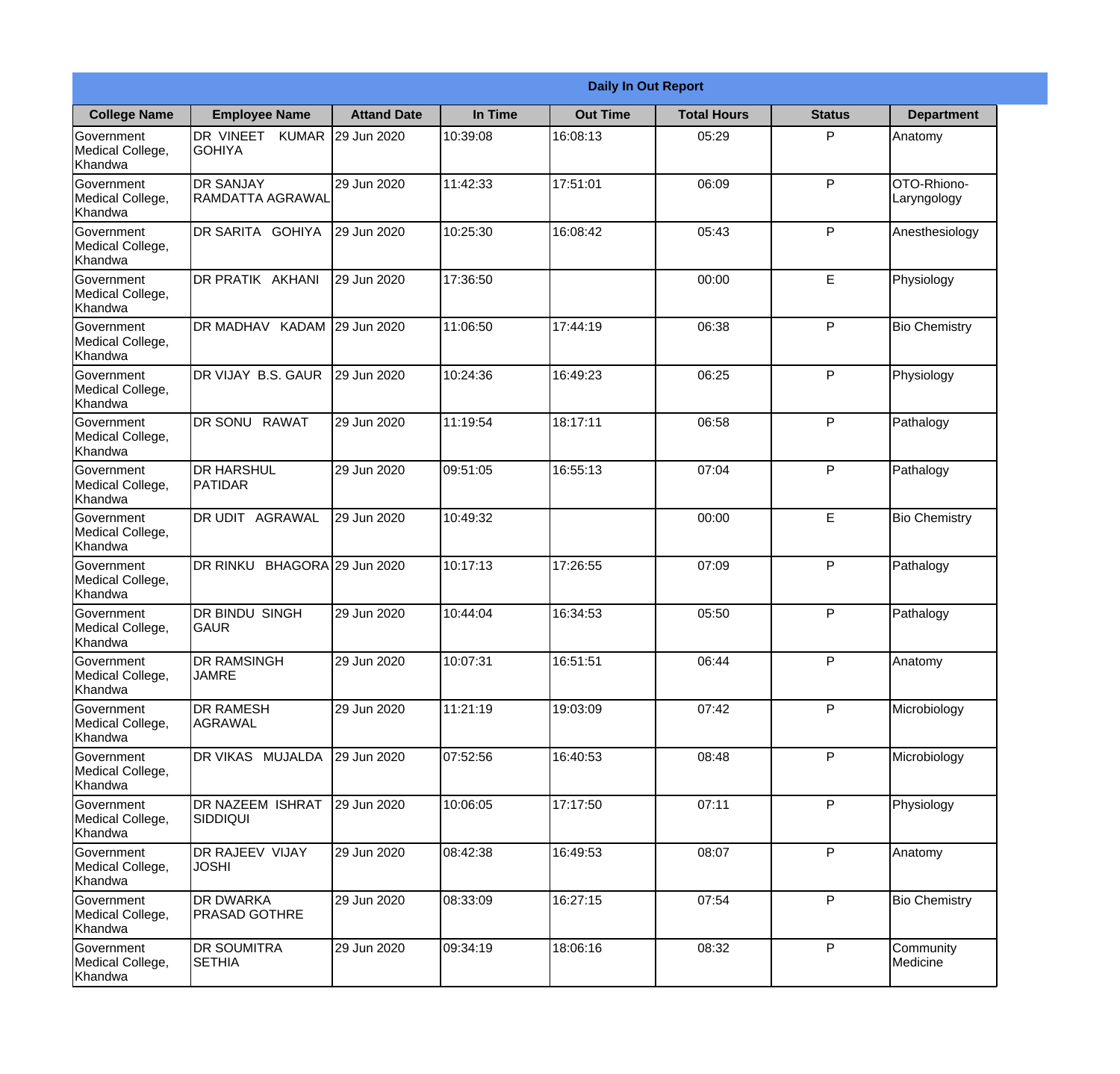| Daily In Out Report | | | | | | | |
|---|---|---|---|---|---|---|---|
| **College Name** | **Employee Name** | **Attand Date** | **In Time** | **Out Time** | **Total Hours** | **Status** | **Department** |
| Government Medical College, Khandwa | DR VINEET KUMAR GOHIYA | 29 Jun 2020 | 10:39:08 | 16:08:13 | 05:29 | P | Anatomy |
| Government Medical College, Khandwa | DR SANJAY RAMDATTA AGRAWAL | 29 Jun 2020 | 11:42:33 | 17:51:01 | 06:09 | P | OTO-Rhiono-Laryngology |
| Government Medical College, Khandwa | DR SARITA GOHIYA | 29 Jun 2020 | 10:25:30 | 16:08:42 | 05:43 | P | Anesthesiology |
| Government Medical College, Khandwa | DR PRATIK AKHANI | 29 Jun 2020 | 17:36:50 | | 00:00 | E | Physiology |
| Government Medical College, Khandwa | DR MADHAV KADAM | 29 Jun 2020 | 11:06:50 | 17:44:19 | 06:38 | P | Bio Chemistry |
| Government Medical College, Khandwa | DR VIJAY B.S. GAUR | 29 Jun 2020 | 10:24:36 | 16:49:23 | 06:25 | P | Physiology |
| Government Medical College, Khandwa | DR SONU RAWAT | 29 Jun 2020 | 11:19:54 | 18:17:11 | 06:58 | P | Pathalogy |
| Government Medical College, Khandwa | DR HARSHUL PATIDAR | 29 Jun 2020 | 09:51:05 | 16:55:13 | 07:04 | P | Pathalogy |
| Government Medical College, Khandwa | DR UDIT AGRAWAL | 29 Jun 2020 | 10:49:32 | | 00:00 | E | Bio Chemistry |
| Government Medical College, Khandwa | DR RINKU BHAGORA | 29 Jun 2020 | 10:17:13 | 17:26:55 | 07:09 | P | Pathalogy |
| Government Medical College, Khandwa | DR BINDU SINGH GAUR | 29 Jun 2020 | 10:44:04 | 16:34:53 | 05:50 | P | Pathalogy |
| Government Medical College, Khandwa | DR RAMSINGH JAMRE | 29 Jun 2020 | 10:07:31 | 16:51:51 | 06:44 | P | Anatomy |
| Government Medical College, Khandwa | DR RAMESH AGRAWAL | 29 Jun 2020 | 11:21:19 | 19:03:09 | 07:42 | P | Microbiology |
| Government Medical College, Khandwa | DR VIKAS MUJALDA | 29 Jun 2020 | 07:52:56 | 16:40:53 | 08:48 | P | Microbiology |
| Government Medical College, Khandwa | DR NAZEEM ISHRAT SIDDIQUI | 29 Jun 2020 | 10:06:05 | 17:17:50 | 07:11 | P | Physiology |
| Government Medical College, Khandwa | DR RAJEEV VIJAY JOSHI | 29 Jun 2020 | 08:42:38 | 16:49:53 | 08:07 | P | Anatomy |
| Government Medical College, Khandwa | DR DWARKA PRASAD GOTHRE | 29 Jun 2020 | 08:33:09 | 16:27:15 | 07:54 | P | Bio Chemistry |
| Government Medical College, Khandwa | DR SOUMITRA SETHIA | 29 Jun 2020 | 09:34:19 | 18:06:16 | 08:32 | P | Community Medicine |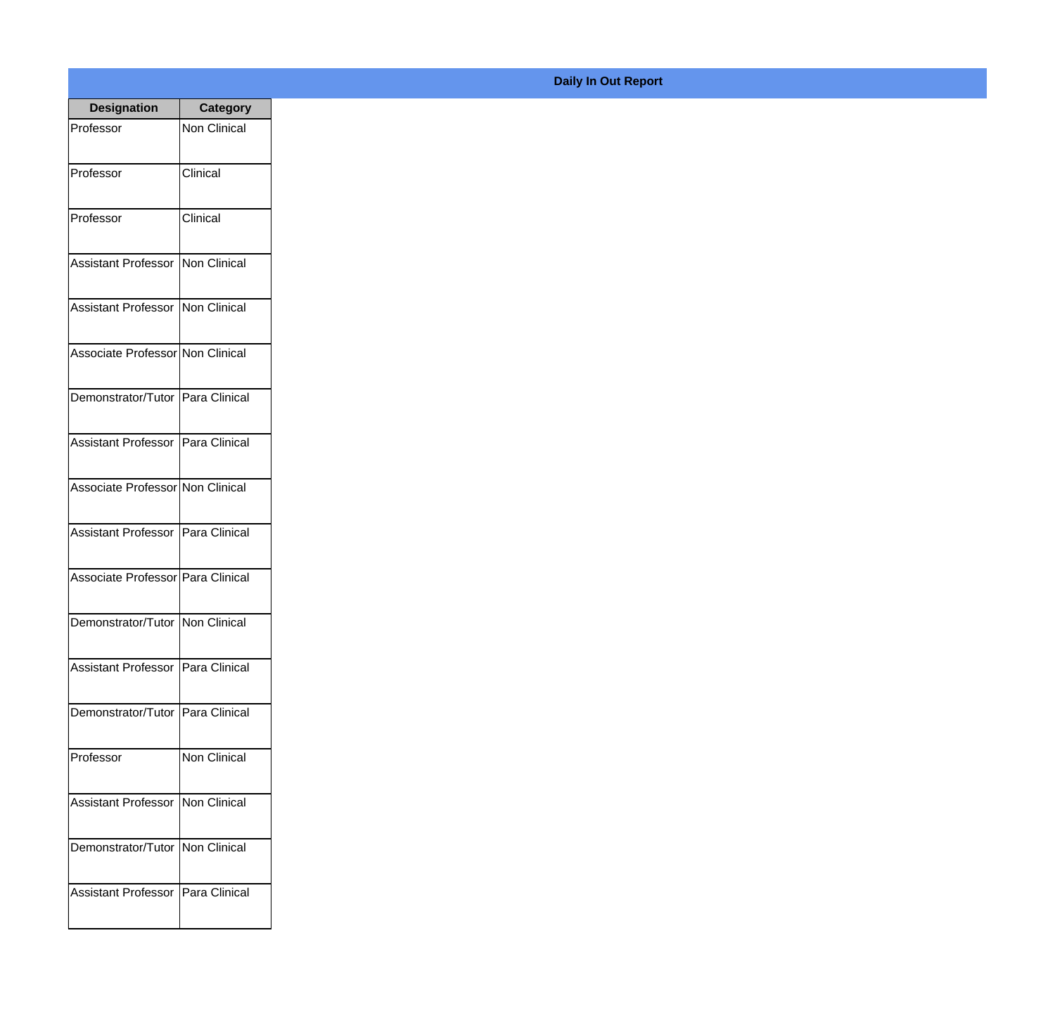## Daily In Out Report

| Designation | Category |
| --- | --- |
| Professor | Non Clinical |
| Professor | Clinical |
| Professor | Clinical |
| Assistant Professor | Non Clinical |
| Assistant Professor | Non Clinical |
| Associate Professor | Non Clinical |
| Demonstrator/Tutor | Para Clinical |
| Assistant Professor | Para Clinical |
| Associate Professor | Non Clinical |
| Assistant Professor | Para Clinical |
| Associate Professor | Para Clinical |
| Demonstrator/Tutor | Non Clinical |
| Assistant Professor | Para Clinical |
| Demonstrator/Tutor | Para Clinical |
| Professor | Non Clinical |
| Assistant Professor | Non Clinical |
| Demonstrator/Tutor | Non Clinical |
| Assistant Professor | Para Clinical |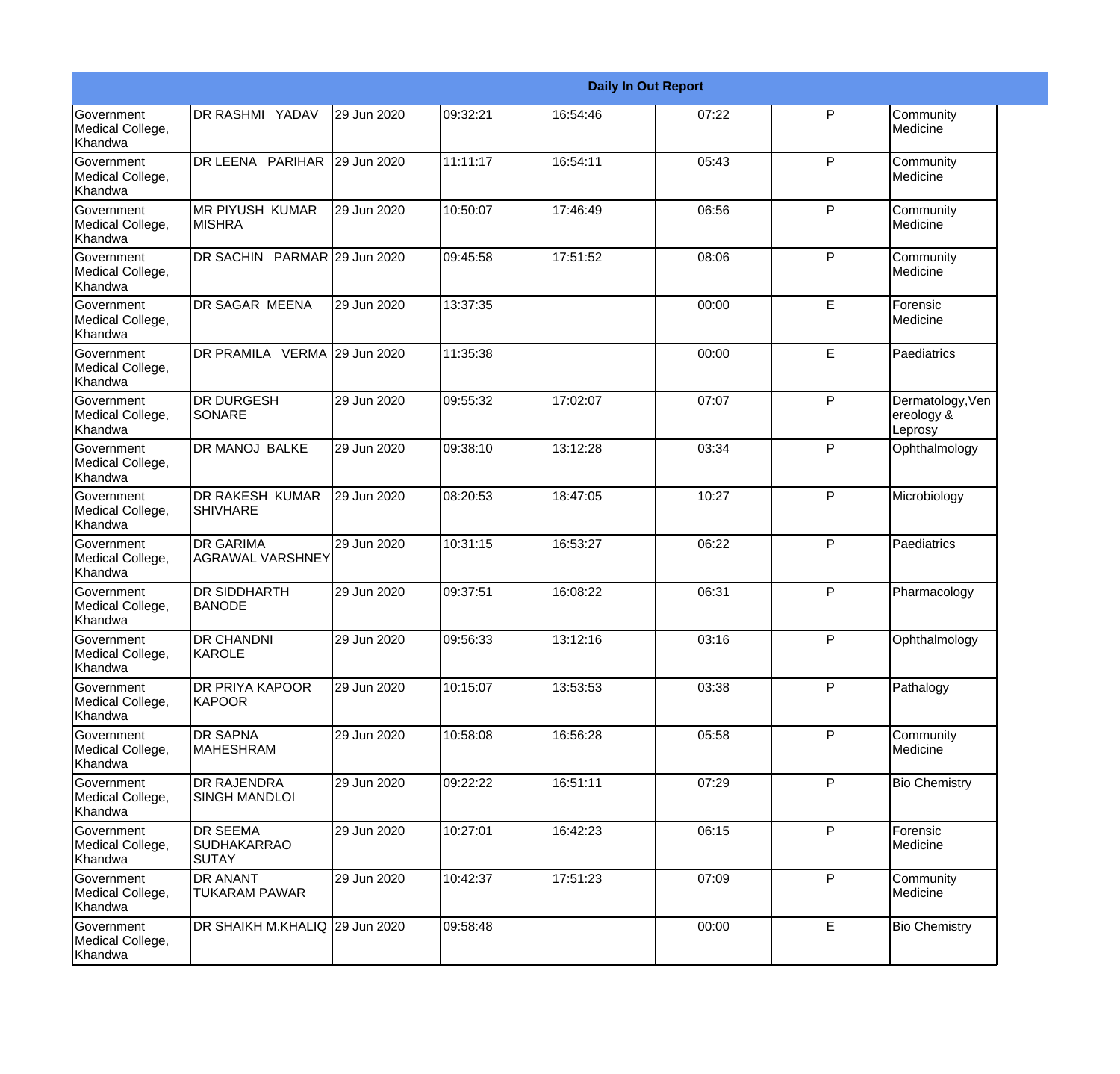| Daily In Out Report | | | | | | | |
|---|---|---|---|---|---|---|---|
| Government Medical College, Khandwa | DR RASHMI YADAV | 29 Jun 2020 | 09:32:21 | 16:54:46 | 07:22 | P | Community Medicine |
| Government Medical College, Khandwa | DR LEENA PARIHAR | 29 Jun 2020 | 11:11:17 | 16:54:11 | 05:43 | P | Community Medicine |
| Government Medical College, Khandwa | MR PIYUSH KUMAR MISHRA | 29 Jun 2020 | 10:50:07 | 17:46:49 | 06:56 | P | Community Medicine |
| Government Medical College, Khandwa | DR SACHIN PARMAR | 29 Jun 2020 | 09:45:58 | 17:51:52 | 08:06 | P | Community Medicine |
| Government Medical College, Khandwa | DR SAGAR MEENA | 29 Jun 2020 | 13:37:35 | | 00:00 | E | Forensic Medicine |
| Government Medical College, Khandwa | DR PRAMILA VERMA | 29 Jun 2020 | 11:35:38 | | 00:00 | E | Paediatrics |
| Government Medical College, Khandwa | DR DURGESH SONARE | 29 Jun 2020 | 09:55:32 | 17:02:07 | 07:07 | P | Dermatology,Venereology & Leprosy |
| Government Medical College, Khandwa | DR MANOJ BALKE | 29 Jun 2020 | 09:38:10 | 13:12:28 | 03:34 | P | Ophthalmology |
| Government Medical College, Khandwa | DR RAKESH KUMAR SHIVHARE | 29 Jun 2020 | 08:20:53 | 18:47:05 | 10:27 | P | Microbiology |
| Government Medical College, Khandwa | DR GARIMA AGRAWAL VARSHNEY | 29 Jun 2020 | 10:31:15 | 16:53:27 | 06:22 | P | Paediatrics |
| Government Medical College, Khandwa | DR SIDDHARTH BANODE | 29 Jun 2020 | 09:37:51 | 16:08:22 | 06:31 | P | Pharmacology |
| Government Medical College, Khandwa | DR CHANDNI KAROLE | 29 Jun 2020 | 09:56:33 | 13:12:16 | 03:16 | P | Ophthalmology |
| Government Medical College, Khandwa | DR PRIYA KAPOOR KAPOOR | 29 Jun 2020 | 10:15:07 | 13:53:53 | 03:38 | P | Pathalogy |
| Government Medical College, Khandwa | DR SAPNA MAHESHRAM | 29 Jun 2020 | 10:58:08 | 16:56:28 | 05:58 | P | Community Medicine |
| Government Medical College, Khandwa | DR RAJENDRA SINGH MANDLOI | 29 Jun 2020 | 09:22:22 | 16:51:11 | 07:29 | P | Bio Chemistry |
| Government Medical College, Khandwa | DR SEEMA SUDHAKARRAO SUTAY | 29 Jun 2020 | 10:27:01 | 16:42:23 | 06:15 | P | Forensic Medicine |
| Government Medical College, Khandwa | DR ANANT TUKARAM PAWAR | 29 Jun 2020 | 10:42:37 | 17:51:23 | 07:09 | P | Community Medicine |
| Government Medical College, Khandwa | DR SHAIKH M.KHALIQ | 29 Jun 2020 | 09:58:48 | | 00:00 | E | Bio Chemistry |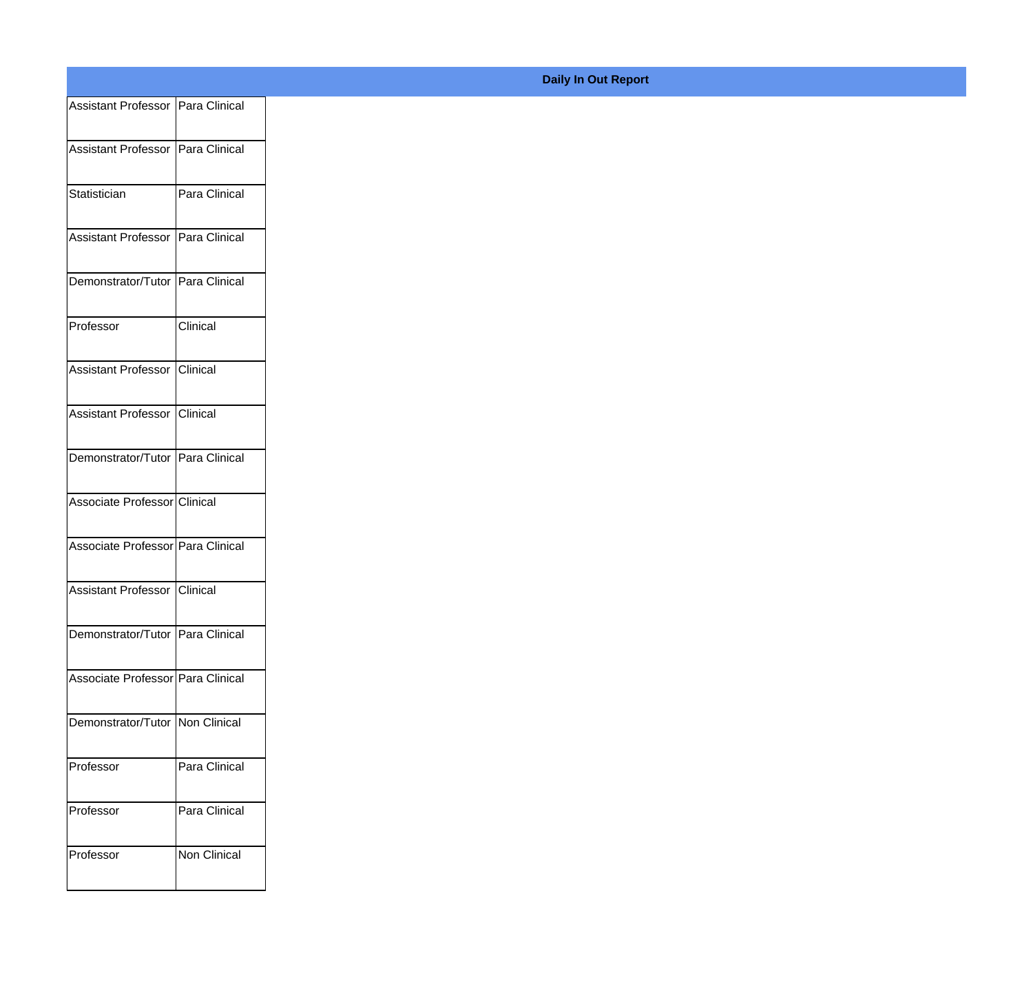| Daily In Out Report | |
|---|---|
| Assistant Professor | Para Clinical |
| Assistant Professor | Para Clinical |
| Statistician | Para Clinical |
| Assistant Professor | Para Clinical |
| Demonstrator/Tutor | Para Clinical |
| Professor | Clinical |
| Assistant Professor | Clinical |
| Assistant Professor | Clinical |
| Demonstrator/Tutor | Para Clinical |
| Associate Professor | Clinical |
| Associate Professor | Para Clinical |
| Assistant Professor | Clinical |
| Demonstrator/Tutor | Para Clinical |
| Associate Professor | Para Clinical |
| Demonstrator/Tutor | Non Clinical |
| Professor | Para Clinical |
| Professor | Para Clinical |
| Professor | Non Clinical |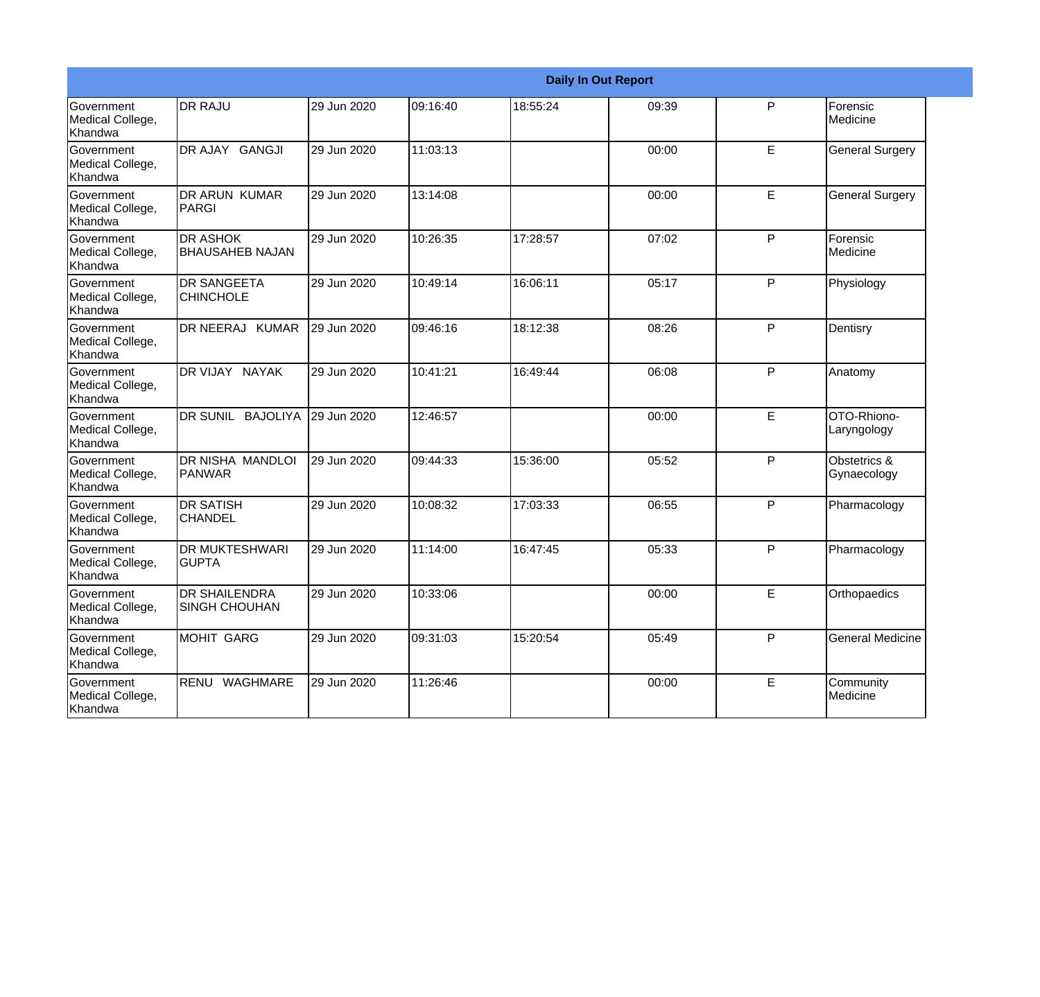| Daily In Out Report | | | | | | | |
|---|---|---|---|---|---|---|---|
| Government Medical College, Khandwa | DR RAJU | 29 Jun 2020 | 09:16:40 | 18:55:24 | 09:39 | P | Forensic Medicine |
| Government Medical College, Khandwa | DR AJAY GANGJI | 29 Jun 2020 | 11:03:13 | | 00:00 | E | General Surgery |
| Government Medical College, Khandwa | DR ARUN KUMAR PARGI | 29 Jun 2020 | 13:14:08 | | 00:00 | E | General Surgery |
| Government Medical College, Khandwa | DR ASHOK BHAUSAHEB NAJAN | 29 Jun 2020 | 10:26:35 | 17:28:57 | 07:02 | P | Forensic Medicine |
| Government Medical College, Khandwa | DR SANGEETA CHINCHOLE | 29 Jun 2020 | 10:49:14 | 16:06:11 | 05:17 | P | Physiology |
| Government Medical College, Khandwa | DR NEERAJ KUMAR | 29 Jun 2020 | 09:46:16 | 18:12:38 | 08:26 | P | Dentisry |
| Government Medical College, Khandwa | DR VIJAY NAYAK | 29 Jun 2020 | 10:41:21 | 16:49:44 | 06:08 | P | Anatomy |
| Government Medical College, Khandwa | DR SUNIL BAJOLIYA | 29 Jun 2020 | 12:46:57 | | 00:00 | E | OTO-Rhiono-Laryngology |
| Government Medical College, Khandwa | DR NISHA MANDLOI PANWAR | 29 Jun 2020 | 09:44:33 | 15:36:00 | 05:52 | P | Obstetrics & Gynaecology |
| Government Medical College, Khandwa | DR SATISH CHANDEL | 29 Jun 2020 | 10:08:32 | 17:03:33 | 06:55 | P | Pharmacology |
| Government Medical College, Khandwa | DR MUKTESHWARI GUPTA | 29 Jun 2020 | 11:14:00 | 16:47:45 | 05:33 | P | Pharmacology |
| Government Medical College, Khandwa | DR SHAILENDRA SINGH CHOUHAN | 29 Jun 2020 | 10:33:06 | | 00:00 | E | Orthopaedics |
| Government Medical College, Khandwa | MOHIT GARG | 29 Jun 2020 | 09:31:03 | 15:20:54 | 05:49 | P | General Medicine |
| Government Medical College, Khandwa | RENU WAGHMARE | 29 Jun 2020 | 11:26:46 | | 00:00 | E | Community Medicine |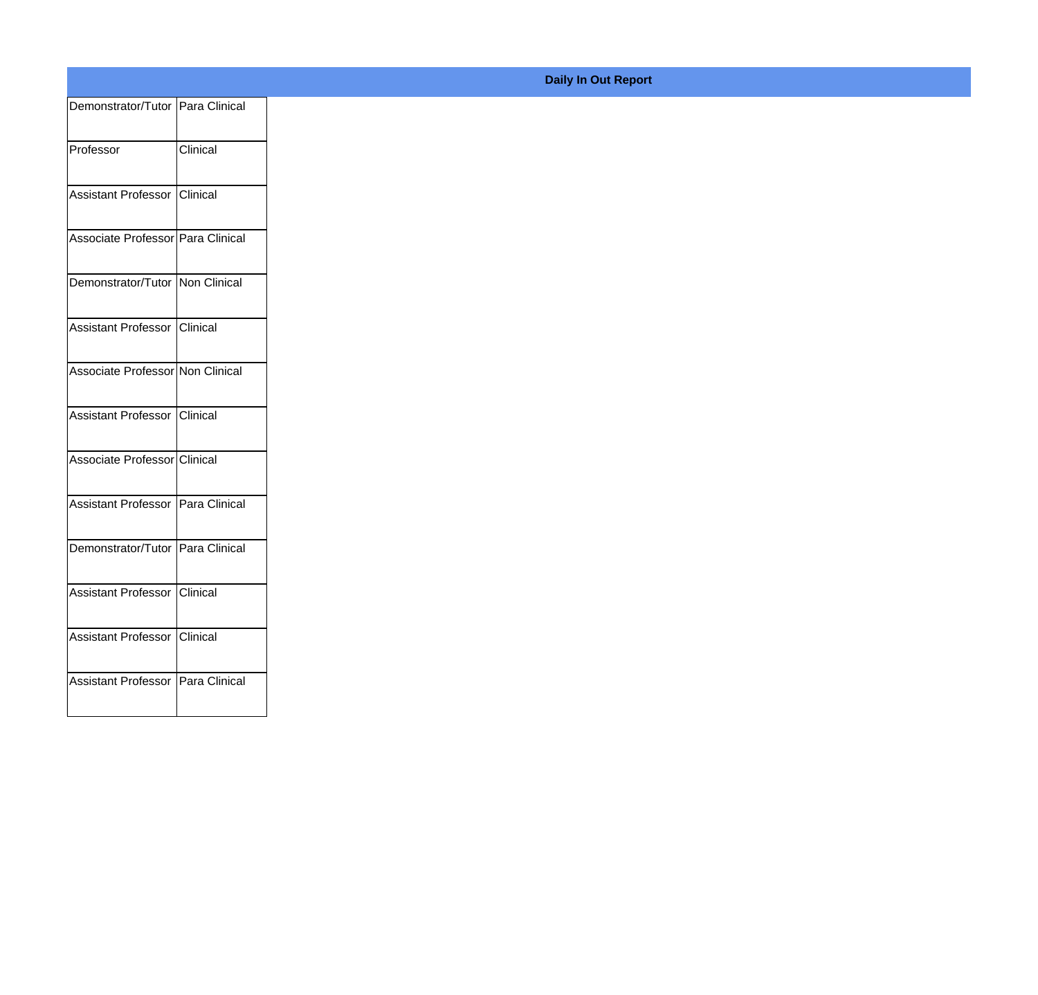**Daily In Out Report**

| | |
|---|---|
| Demonstrator/Tutor | Para Clinical |
| Professor | Clinical |
| Assistant Professor | Clinical |
| Associate Professor | Para Clinical |
| Demonstrator/Tutor | Non Clinical |
| Assistant Professor | Clinical |
| Associate Professor | Non Clinical |
| Assistant Professor | Clinical |
| Associate Professor | Clinical |
| Assistant Professor | Para Clinical |
| Demonstrator/Tutor | Para Clinical |
| Assistant Professor | Clinical |
| Assistant Professor | Clinical |
| Assistant Professor | Para Clinical |